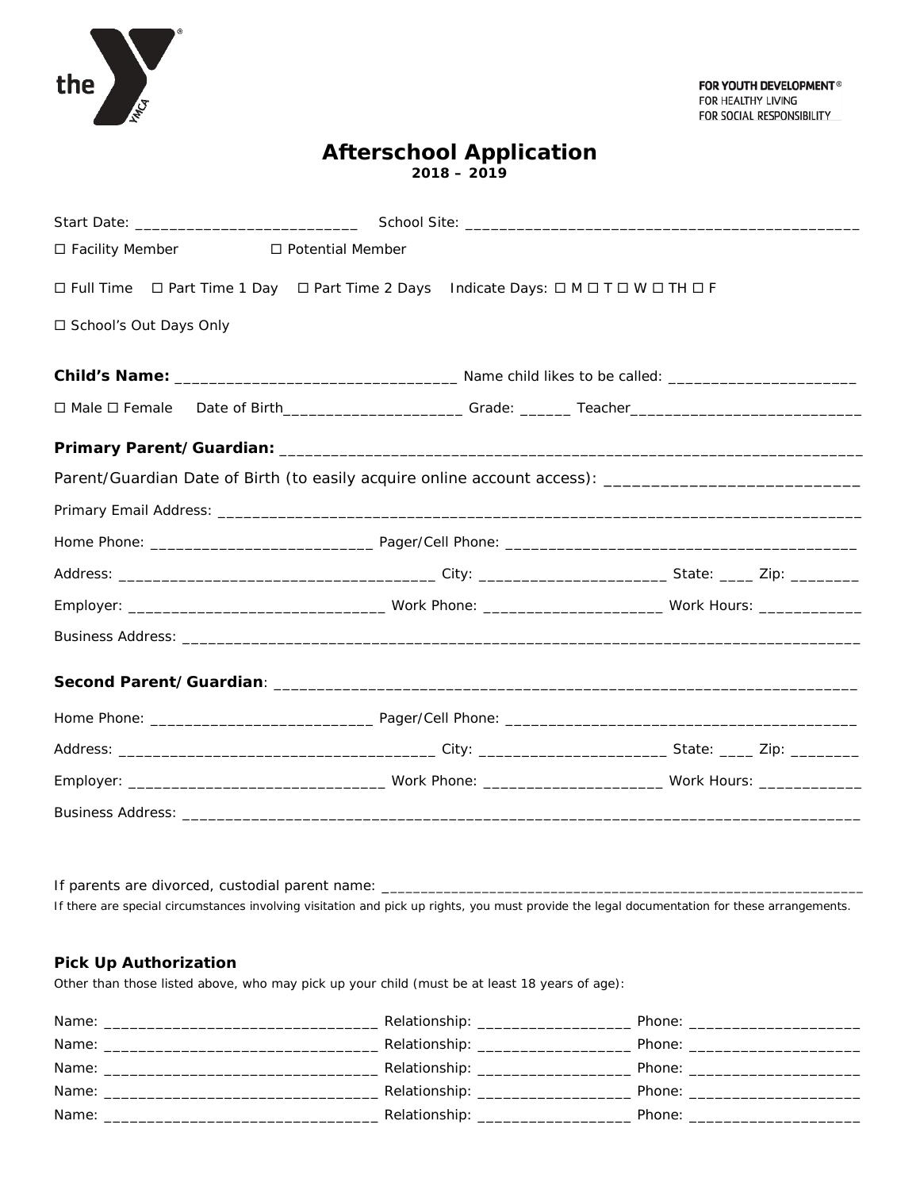the YMCA

**FOR YOUTH DEVELOPMENT®**
FOR HEALTHY LIVING
FOR SOCIAL RESPONSIBILITY

# Afterschool Application

**2018 – 2019**

Start Date: ___________________________ School Site: _______________________________________________

☐ Facility Member ☐ Potential Member

☐ Full Time ☐ Part Time 1 Day ☐ Part Time 2 Days Indicate Days: ☐ M ☐ T ☐ W ☐ TH ☐ F

☐ School's Out Days Only

**Child's Name:** _________________________________ Name child likes to be called: ______________________

☐ Male ☐ Female Date of Birth_____________________ Grade: ______ Teacher___________________________

**Primary Parent/Guardian:** _________________________________________________________________

Parent/Guardian Date of Birth (to easily acquire online account access): ___________________________

Primary Email Address: ____________________________________________________________________________

Home Phone: __________________________ Pager/Cell Phone: ________________________________________

Address: _____________________________________ City: _____________________ State: ____ Zip: ________

Employer: ______________________________ Work Phone: ____________________ Work Hours: ____________

Business Address: _________________________________________________________________________

**Second Parent/Guardian**: _______________________________________________________________

Home Phone: __________________________ Pager/Cell Phone: ________________________________________

Address: _____________________________________ City: _____________________ State: ____ Zip: ________

Employer: ______________________________ Work Phone: ____________________ Work Hours: ____________

Business Address: _________________________________________________________________________

If parents are divorced, custodial parent name: _______________________________________________________

If there are special circumstances involving visitation and pick up rights, you must provide the legal documentation for these arrangements.

### Pick Up Authorization

Other than those listed above, who may pick up your child (must be at least 18 years of age):

Name: ________________________________ Relationship: __________________ Phone: ____________________
Name: ________________________________ Relationship: __________________ Phone: ____________________
Name: ________________________________ Relationship: __________________ Phone: ____________________
Name: ________________________________ Relationship: __________________ Phone: ____________________
Name: ________________________________ Relationship: __________________ Phone: ____________________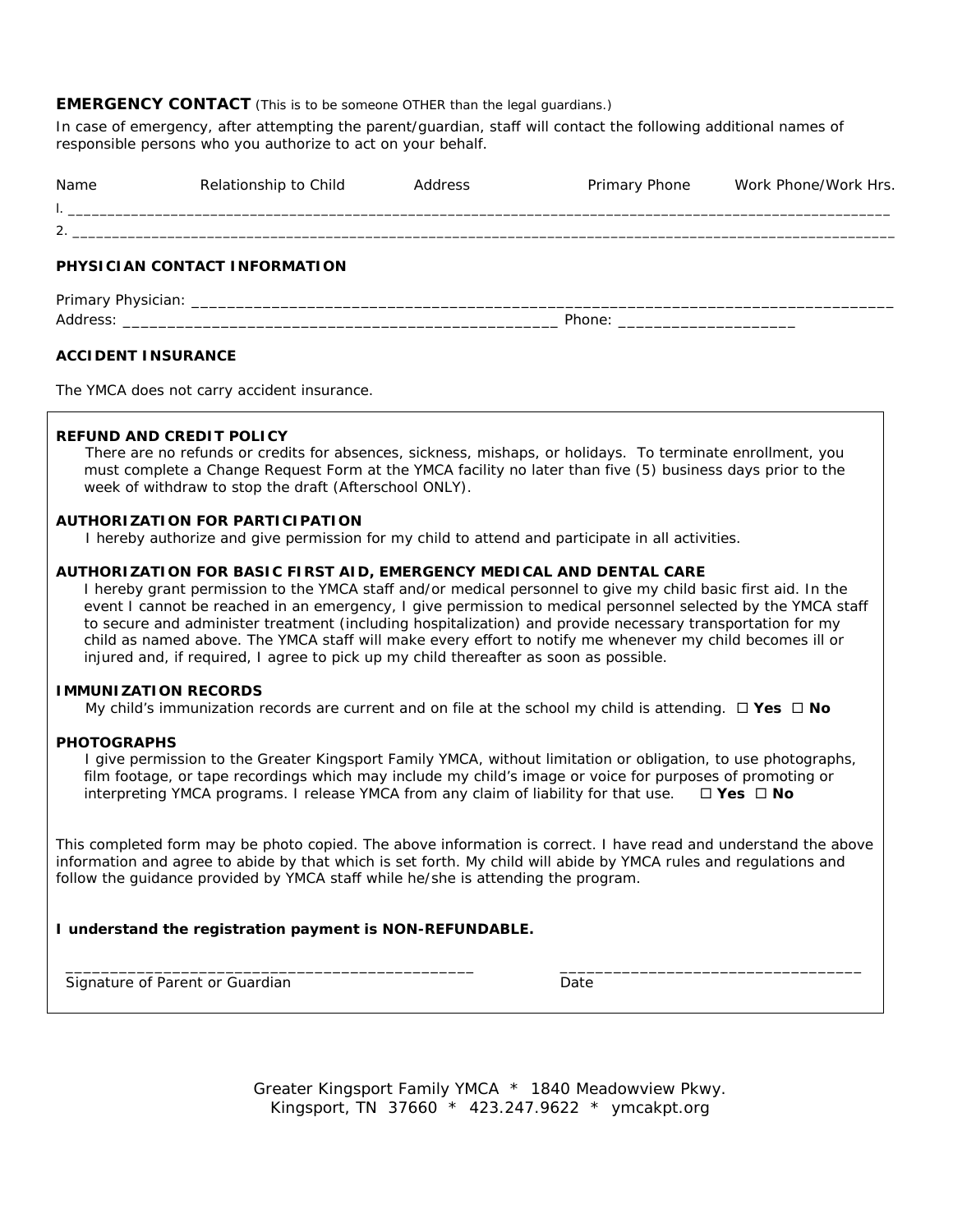**EMERGENCY CONTACT** (This is to be someone OTHER than the legal guardians.)

In case of emergency, after attempting the parent/guardian, staff will contact the following additional names of responsible persons who you authorize to act on your behalf.

| Name | Relationship to Child | Address | Primary Phone | Work Phone/Work Hrs. |
|---|---|---|---|---|
| l. | | | | |
| 2. | | | | |

**PHYSICIAN CONTACT INFORMATION**

Primary Physician: ______________________________________________________________________________

Address: _________________________________________________ Phone: ____________________

**ACCIDENT INSURANCE**

The YMCA does not carry accident insurance.

**REFUND AND CREDIT POLICY**

There are no refunds or credits for absences, sickness, mishaps, or holidays. To terminate enrollment, you must complete a Change Request Form at the YMCA facility no later than five (5) business days prior to the week of withdraw to stop the draft (Afterschool ONLY).

**AUTHORIZATION FOR PARTICIPATION**

I hereby authorize and give permission for my child to attend and participate in all activities.

**AUTHORIZATION FOR BASIC FIRST AID, EMERGENCY MEDICAL AND DENTAL CARE**

I hereby grant permission to the YMCA staff and/or medical personnel to give my child basic first aid. In the event I cannot be reached in an emergency, I give permission to medical personnel selected by the YMCA staff to secure and administer treatment (including hospitalization) and provide necessary transportation for my child as named above. The YMCA staff will make every effort to notify me whenever my child becomes ill or injured and, if required, I agree to pick up my child thereafter as soon as possible.

**IMMUNIZATION RECORDS**

My child's immunization records are current and on file at the school my child is attending. ☐ **Yes** ☐ **No**

**PHOTOGRAPHS**

I give permission to the Greater Kingsport Family YMCA, without limitation or obligation, to use photographs, film footage, or tape recordings which may include my child's image or voice for purposes of promoting or interpreting YMCA programs. I release YMCA from any claim of liability for that use. ☐ **Yes** ☐ **No**

This completed form may be photo copied. The above information is correct. I have read and understand the above information and agree to abide by that which is set forth. My child will abide by YMCA rules and regulations and follow the guidance provided by YMCA staff while he/she is attending the program.

**I understand the registration payment is NON-REFUNDABLE.**

_______________________________________________ Signature of Parent or Guardian

__________________________________ Date

Greater Kingsport Family YMCA * 1840 Meadowview Pkwy.
Kingsport, TN 37660 * 423.247.9622 * ymcakpt.org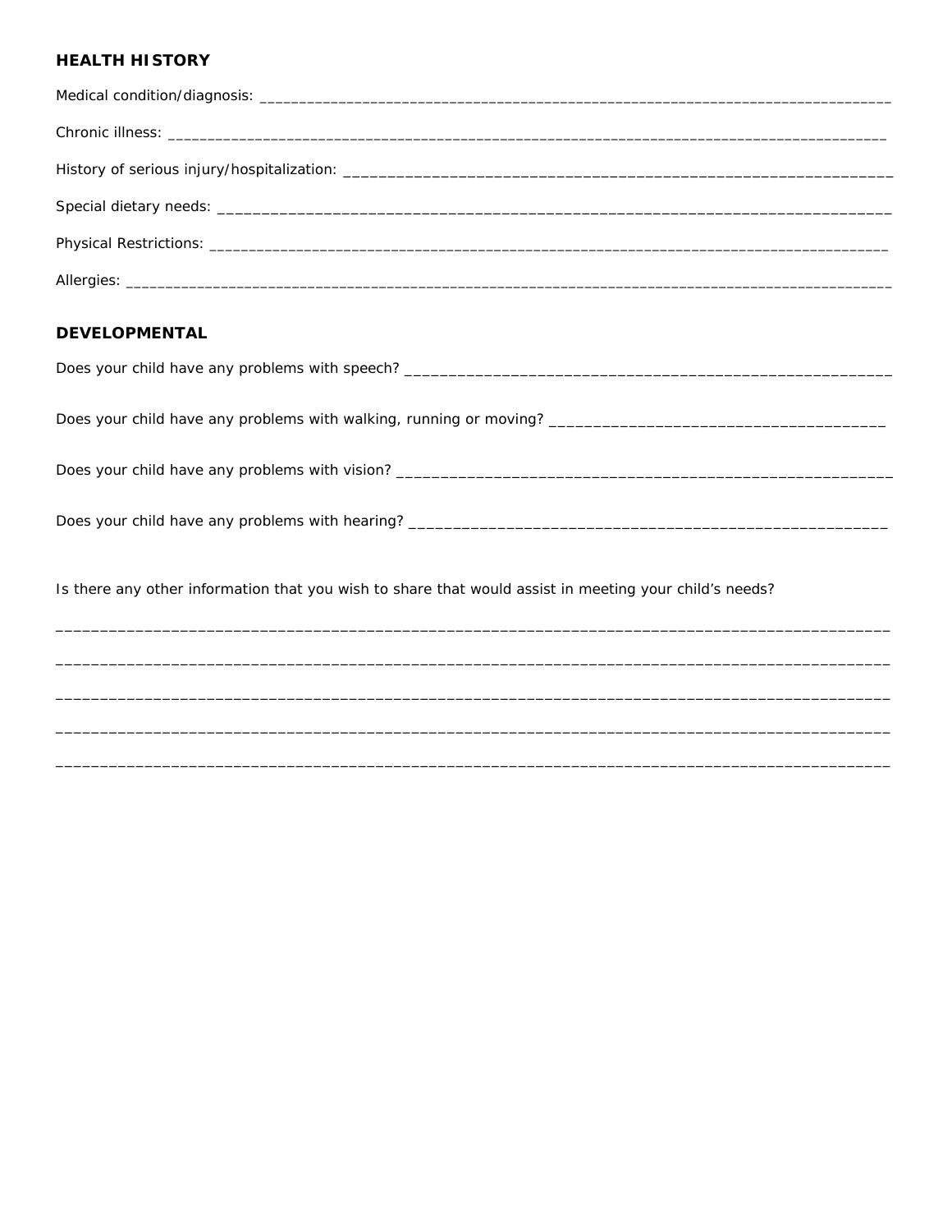## HEALTH HISTORY

Medical condition/diagnosis: ______________________________________________________________________________

Chronic illness: ___________________________________________________________________________________________

History of serious injury/hospitalization: _________________________________________________________________

Special dietary needs: _____________________________________________________________________________

Physical Restrictions: _____________________________________________________________________________

Allergies: _________________________________________________________________________________________

## DEVELOPMENTAL

Does your child have any problems with speech? ______________________________________________________

Does your child have any problems with walking, running or moving? _____________________________________

Does your child have any problems with vision? _______________________________________________________

Does your child have any problems with hearing? _____________________________________________________

Is there any other information that you wish to share that would assist in meeting your child's needs?

_________________________________________________________________________________________________

_________________________________________________________________________________________________

_________________________________________________________________________________________________

_________________________________________________________________________________________________

_________________________________________________________________________________________________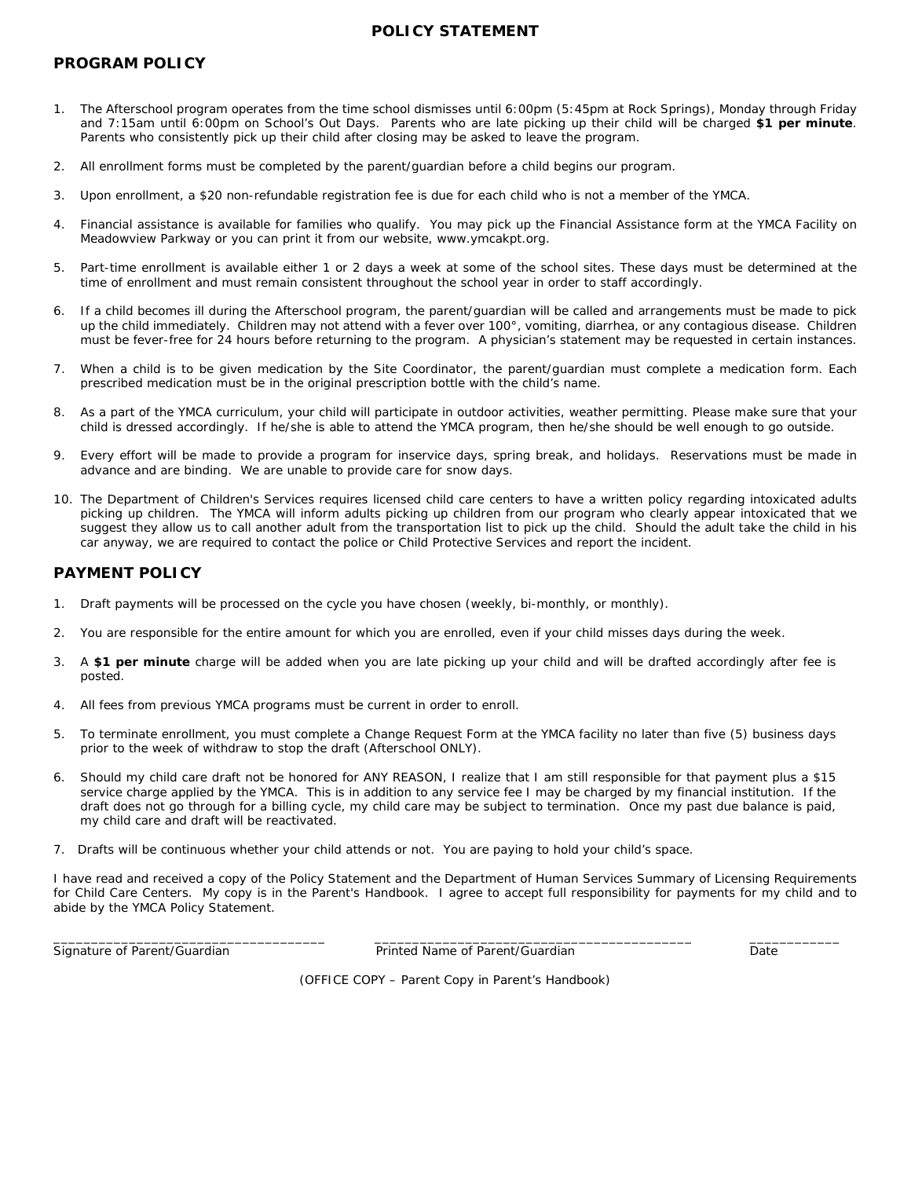# POLICY STATEMENT

## PROGRAM POLICY

1. The Afterschool program operates from the time school dismisses until 6:00pm (5:45pm at Rock Springs), Monday through Friday and 7:15am until 6:00pm on School's Out Days. Parents who are late picking up their child will be charged **$1 per minute**. Parents who consistently pick up their child after closing may be asked to leave the program.

2. All enrollment forms must be completed by the parent/guardian before a child begins our program.

3. Upon enrollment, a $20 non-refundable registration fee is due for each child who is not a member of the YMCA.

4. Financial assistance is available for families who qualify. You may pick up the Financial Assistance form at the YMCA Facility on Meadowview Parkway or you can print it from our website, www.ymcakpt.org.

5. Part-time enrollment is available either 1 or 2 days a week at some of the school sites. These days must be determined at the time of enrollment and must remain consistent throughout the school year in order to staff accordingly.

6. If a child becomes ill during the Afterschool program, the parent/guardian will be called and arrangements must be made to pick up the child immediately. Children may not attend with a fever over 100°, vomiting, diarrhea, or any contagious disease. Children must be fever-free for 24 hours before returning to the program. A physician's statement may be requested in certain instances.

7. When a child is to be given medication by the Site Coordinator, the parent/guardian must complete a medication form. Each prescribed medication must be in the original prescription bottle with the child's name.

8. As a part of the YMCA curriculum, your child will participate in outdoor activities, weather permitting. Please make sure that your child is dressed accordingly. If he/she is able to attend the YMCA program, then he/she should be well enough to go outside.

9. Every effort will be made to provide a program for inservice days, spring break, and holidays. Reservations must be made in advance and are binding. We are unable to provide care for snow days.

10. The Department of Children's Services requires licensed child care centers to have a written policy regarding intoxicated adults picking up children. The YMCA will inform adults picking up children from our program who clearly appear intoxicated that we suggest they allow us to call another adult from the transportation list to pick up the child. Should the adult take the child in his car anyway, we are required to contact the police or Child Protective Services and report the incident.

## PAYMENT POLICY

1. Draft payments will be processed on the cycle you have chosen (weekly, bi-monthly, or monthly).

2. You are responsible for the entire amount for which you are enrolled, even if your child misses days during the week.

3. A **$1 per minute** charge will be added when you are late picking up your child and will be drafted accordingly after fee is posted.

4. All fees from previous YMCA programs must be current in order to enroll.

5. To terminate enrollment, you must complete a Change Request Form at the YMCA facility no later than five (5) business days prior to the week of withdraw to stop the draft (Afterschool ONLY).

6. Should my child care draft not be honored for ANY REASON, I realize that I am still responsible for that payment plus a $15 service charge applied by the YMCA. This is in addition to any service fee I may be charged by my financial institution. If the draft does not go through for a billing cycle, my child care may be subject to termination. Once my past due balance is paid, my child care and draft will be reactivated.

7. Drafts will be continuous whether your child attends or not. You are paying to hold your child's space.

I have read and received a copy of the Policy Statement and the Department of Human Services Summary of Licensing Requirements for Child Care Centers. My copy is in the Parent's Handbook. I agree to accept full responsibility for payments for my child and to abide by the YMCA Policy Statement.

_____________________________________ Signature of Parent/Guardian

___________________________________________ Printed Name of Parent/Guardian

____________ Date

(OFFICE COPY – Parent Copy in Parent's Handbook)